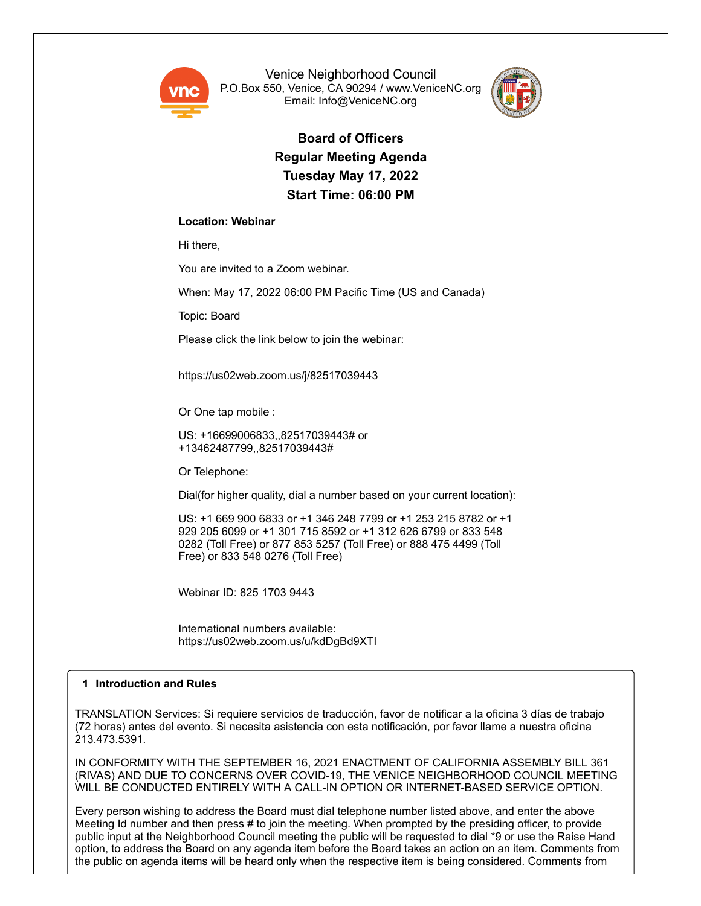Venice Neighborhood Council
P.O.Box 550, Venice, CA 90294 / www.VeniceNC.org
Email: Info@VeniceNC.org

# Board of Officers
## Regular Meeting Agenda
## Tuesday May 17, 2022
## Start Time: 06:00 PM

**Location: Webinar**

Hi there,

You are invited to a Zoom webinar.

When: May 17, 2022 06:00 PM Pacific Time (US and Canada)

Topic: Board

Please click the link below to join the webinar:

https://us02web.zoom.us/j/82517039443

Or One tap mobile :

US: +16699006833,,82517039443# or
+13462487799,,82517039443#

Or Telephone:

Dial(for higher quality, dial a number based on your current location):

US: +1 669 900 6833 or +1 346 248 7799 or +1 253 215 8782 or +1 929 205 6099 or +1 301 715 8592 or +1 312 626 6799 or 833 548 0282 (Toll Free) or 877 853 5257 (Toll Free) or 888 475 4499 (Toll Free) or 833 548 0276 (Toll Free)

Webinar ID: 825 1703 9443

International numbers available:
https://us02web.zoom.us/u/kdDgBd9XTI

### 1 Introduction and Rules

TRANSLATION Services: Si requiere servicios de traducción, favor de notificar a la oficina 3 días de trabajo (72 horas) antes del evento. Si necesita asistencia con esta notificación, por favor llame a nuestra oficina 213.473.5391.

IN CONFORMITY WITH THE SEPTEMBER 16, 2021 ENACTMENT OF CALIFORNIA ASSEMBLY BILL 361 (RIVAS) AND DUE TO CONCERNS OVER COVID-19, THE VENICE NEIGHBORHOOD COUNCIL MEETING WILL BE CONDUCTED ENTIRELY WITH A CALL-IN OPTION OR INTERNET-BASED SERVICE OPTION.

Every person wishing to address the Board must dial telephone number listed above, and enter the above Meeting Id number and then press # to join the meeting. When prompted by the presiding officer, to provide public input at the Neighborhood Council meeting the public will be requested to dial *9 or use the Raise Hand option, to address the Board on any agenda item before the Board takes an action on an item. Comments from the public on agenda items will be heard only when the respective item is being considered. Comments from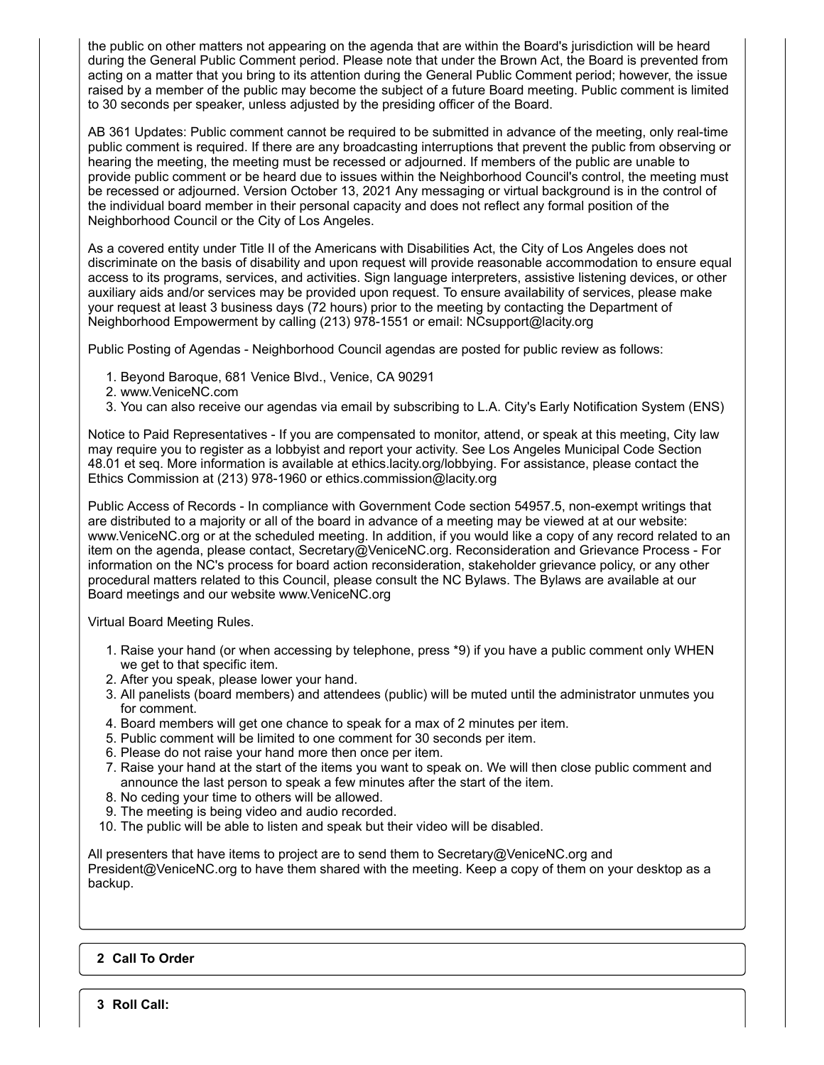the public on other matters not appearing on the agenda that are within the Board's jurisdiction will be heard during the General Public Comment period. Please note that under the Brown Act, the Board is prevented from acting on a matter that you bring to its attention during the General Public Comment period; however, the issue raised by a member of the public may become the subject of a future Board meeting. Public comment is limited to 30 seconds per speaker, unless adjusted by the presiding officer of the Board.

AB 361 Updates: Public comment cannot be required to be submitted in advance of the meeting, only real-time public comment is required. If there are any broadcasting interruptions that prevent the public from observing or hearing the meeting, the meeting must be recessed or adjourned. If members of the public are unable to provide public comment or be heard due to issues within the Neighborhood Council's control, the meeting must be recessed or adjourned. Version October 13, 2021 Any messaging or virtual background is in the control of the individual board member in their personal capacity and does not reflect any formal position of the Neighborhood Council or the City of Los Angeles.

As a covered entity under Title II of the Americans with Disabilities Act, the City of Los Angeles does not discriminate on the basis of disability and upon request will provide reasonable accommodation to ensure equal access to its programs, services, and activities. Sign language interpreters, assistive listening devices, or other auxiliary aids and/or services may be provided upon request. To ensure availability of services, please make your request at least 3 business days (72 hours) prior to the meeting by contacting the Department of Neighborhood Empowerment by calling (213) 978-1551 or email: NCsupport@lacity.org

Public Posting of Agendas - Neighborhood Council agendas are posted for public review as follows:

1. Beyond Baroque, 681 Venice Blvd., Venice, CA 90291
2. www.VeniceNC.com
3. You can also receive our agendas via email by subscribing to L.A. City's Early Notification System (ENS)

Notice to Paid Representatives - If you are compensated to monitor, attend, or speak at this meeting, City law may require you to register as a lobbyist and report your activity. See Los Angeles Municipal Code Section 48.01 et seq. More information is available at ethics.lacity.org/lobbying. For assistance, please contact the Ethics Commission at (213) 978-1960 or ethics.commission@lacity.org

Public Access of Records - In compliance with Government Code section 54957.5, non-exempt writings that are distributed to a majority or all of the board in advance of a meeting may be viewed at at our website: www.VeniceNC.org or at the scheduled meeting. In addition, if you would like a copy of any record related to an item on the agenda, please contact, Secretary@VeniceNC.org. Reconsideration and Grievance Process - For information on the NC's process for board action reconsideration, stakeholder grievance policy, or any other procedural matters related to this Council, please consult the NC Bylaws. The Bylaws are available at our Board meetings and our website www.VeniceNC.org

Virtual Board Meeting Rules.

1. Raise your hand (or when accessing by telephone, press *9) if you have a public comment only WHEN we get to that specific item.
2. After you speak, please lower your hand.
3. All panelists (board members) and attendees (public) will be muted until the administrator unmutes you for comment.
4. Board members will get one chance to speak for a max of 2 minutes per item.
5. Public comment will be limited to one comment for 30 seconds per item.
6. Please do not raise your hand more then once per item.
7. Raise your hand at the start of the items you want to speak on. We will then close public comment and announce the last person to speak a few minutes after the start of the item.
8. No ceding your time to others will be allowed.
9. The meeting is being video and audio recorded.
10. The public will be able to listen and speak but their video will be disabled.

All presenters that have items to project are to send them to Secretary@VeniceNC.org and President@VeniceNC.org to have them shared with the meeting. Keep a copy of them on your desktop as a backup.

**2 Call To Order**

**3 Roll Call:**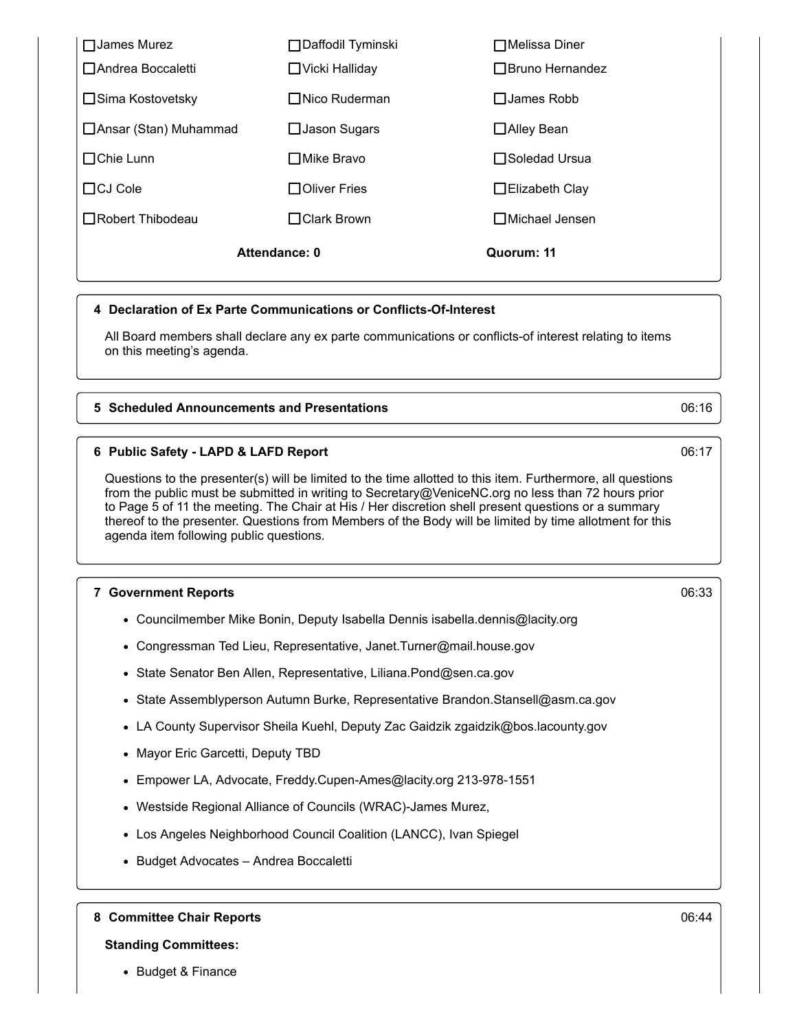| ☐ James Murez | ☐ Daffodil Tyminski | ☐ Melissa Diner |
|---|---|---|
| ☐ Andrea Boccaletti | ☐ Vicki Halliday | ☐ Bruno Hernandez |
| ☐ Sima Kostovetsky | ☐ Nico Ruderman | ☐ James Robb |
| ☐ Ansar (Stan) Muhammad | ☐ Jason Sugars | ☐ Alley Bean |
| ☐ Chie Lunn | ☐ Mike Bravo | ☐ Soledad Ursua |
| ☐ CJ Cole | ☐ Oliver Fries | ☐ Elizabeth Clay |
| ☐ Robert Thibodeau | ☐ Clark Brown | ☐ Michael Jensen |
| | **Attendance: 0** | **Quorum: 11** |

### 4 Declaration of Ex Parte Communications or Conflicts-Of-Interest

All Board members shall declare any ex parte communications or conflicts-of interest relating to items on this meeting's agenda.

### 5 Scheduled Announcements and Presentations — 06:16

### 6 Public Safety - LAPD & LAFD Report — 06:17

Questions to the presenter(s) will be limited to the time allotted to this item. Furthermore, all questions from the public must be submitted in writing to Secretary@VeniceNC.org no less than 72 hours prior to Page 5 of 11 the meeting. The Chair at His / Her discretion shell present questions or a summary thereof to the presenter. Questions from Members of the Body will be limited by time allotment for this agenda item following public questions.

### 7 Government Reports — 06:33

- Councilmember Mike Bonin, Deputy Isabella Dennis isabella.dennis@lacity.org
- Congressman Ted Lieu, Representative, Janet.Turner@mail.house.gov
- State Senator Ben Allen, Representative, Liliana.Pond@sen.ca.gov
- State Assemblyperson Autumn Burke, Representative Brandon.Stansell@asm.ca.gov
- LA County Supervisor Sheila Kuehl, Deputy Zac Gaidzik zgaidzik@bos.lacounty.gov
- Mayor Eric Garcetti, Deputy TBD
- Empower LA, Advocate, Freddy.Cupen-Ames@lacity.org 213-978-1551
- Westside Regional Alliance of Councils (WRAC)-James Murez,
- Los Angeles Neighborhood Council Coalition (LANCC), Ivan Spiegel
- Budget Advocates – Andrea Boccaletti

### 8 Committee Chair Reports — 06:44

**Standing Committees:**

- Budget & Finance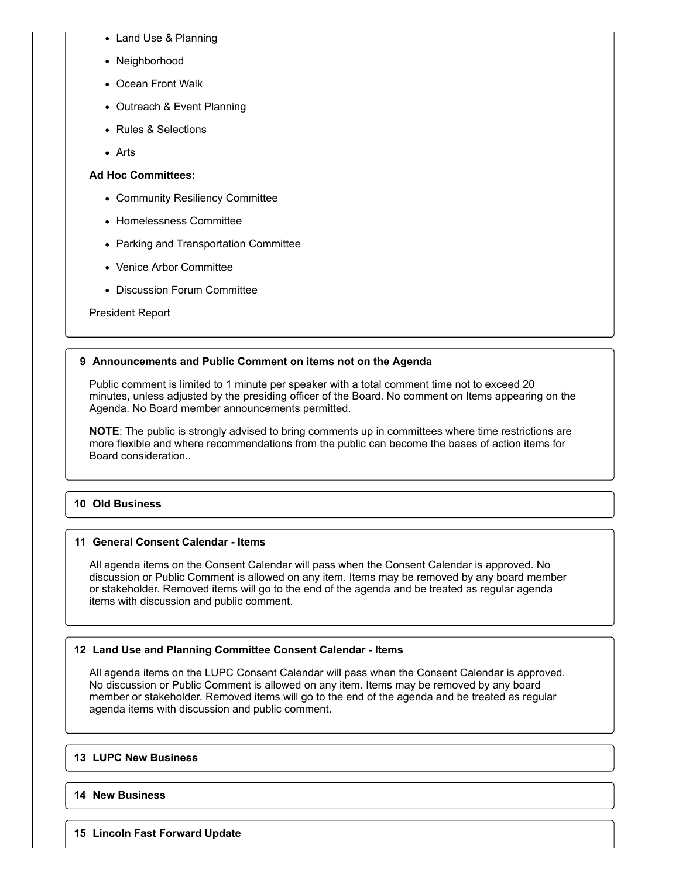- Land Use & Planning
- Neighborhood
- Ocean Front Walk
- Outreach & Event Planning
- Rules & Selections
- Arts

**Ad Hoc Committees:**

- Community Resiliency Committee
- Homelessness Committee
- Parking and Transportation Committee
- Venice Arbor Committee
- Discussion Forum Committee

President Report

### 9 Announcements and Public Comment on items not on the Agenda

Public comment is limited to 1 minute per speaker with a total comment time not to exceed 20 minutes, unless adjusted by the presiding officer of the Board. No comment on Items appearing on the Agenda. No Board member announcements permitted.

**NOTE**: The public is strongly advised to bring comments up in committees where time restrictions are more flexible and where recommendations from the public can become the bases of action items for Board consideration..

### 10 Old Business

### 11 General Consent Calendar - Items

All agenda items on the Consent Calendar will pass when the Consent Calendar is approved. No discussion or Public Comment is allowed on any item. Items may be removed by any board member or stakeholder. Removed items will go to the end of the agenda and be treated as regular agenda items with discussion and public comment.

### 12 Land Use and Planning Committee Consent Calendar - Items

All agenda items on the LUPC Consent Calendar will pass when the Consent Calendar is approved. No discussion or Public Comment is allowed on any item. Items may be removed by any board member or stakeholder. Removed items will go to the end of the agenda and be treated as regular agenda items with discussion and public comment.

### 13 LUPC New Business

### 14 New Business

### 15 Lincoln Fast Forward Update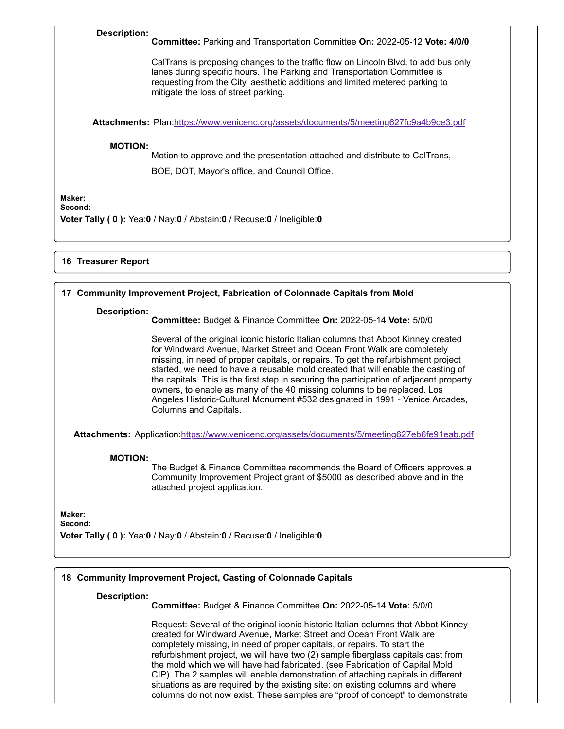**Description:**

**Committee:** Parking and Transportation Committee **On:** 2022-05-12 **Vote: 4/0/0**

CalTrans is proposing changes to the traffic flow on Lincoln Blvd. to add bus only lanes during specific hours. The Parking and Transportation Committee is requesting from the City, aesthetic additions and limited metered parking to mitigate the loss of street parking.

**Attachments:** Plan:https://www.venicenc.org/assets/documents/5/meeting627fc9a4b9ce3.pdf

**MOTION:**

Motion to approve and the presentation attached and distribute to CalTrans,

BOE, DOT, Mayor's office, and Council Office.

**Maker:**
**Second:**
**Voter Tally ( 0 ):** Yea:**0** / Nay:**0** / Abstain:**0** / Recuse:**0** / Ineligible:**0**

### 16 Treasurer Report

### 17 Community Improvement Project, Fabrication of Colonnade Capitals from Mold

**Description:**

**Committee:** Budget & Finance Committee **On:** 2022-05-14 **Vote:** 5/0/0

Several of the original iconic historic Italian columns that Abbot Kinney created for Windward Avenue, Market Street and Ocean Front Walk are completely missing, in need of proper capitals, or repairs. To get the refurbishment project started, we need to have a reusable mold created that will enable the casting of the capitals. This is the first step in securing the participation of adjacent property owners, to enable as many of the 40 missing columns to be replaced. Los Angeles Historic-Cultural Monument #532 designated in 1991 - Venice Arcades, Columns and Capitals.

**Attachments:** Application:https://www.venicenc.org/assets/documents/5/meeting627eb6fe91eab.pdf

**MOTION:**

The Budget & Finance Committee recommends the Board of Officers approves a Community Improvement Project grant of $5000 as described above and in the attached project application.

**Maker:**
**Second:**
**Voter Tally ( 0 ):** Yea:**0** / Nay:**0** / Abstain:**0** / Recuse:**0** / Ineligible:**0**

### 18 Community Improvement Project, Casting of Colonnade Capitals

**Description:**

**Committee:** Budget & Finance Committee **On:** 2022-05-14 **Vote:** 5/0/0

Request: Several of the original iconic historic Italian columns that Abbot Kinney created for Windward Avenue, Market Street and Ocean Front Walk are completely missing, in need of proper capitals, or repairs. To start the refurbishment project, we will have two (2) sample fiberglass capitals cast from the mold which we will have had fabricated. (see Fabrication of Capital Mold CIP). The 2 samples will enable demonstration of attaching capitals in different situations as are required by the existing site: on existing columns and where columns do not now exist. These samples are "proof of concept" to demonstrate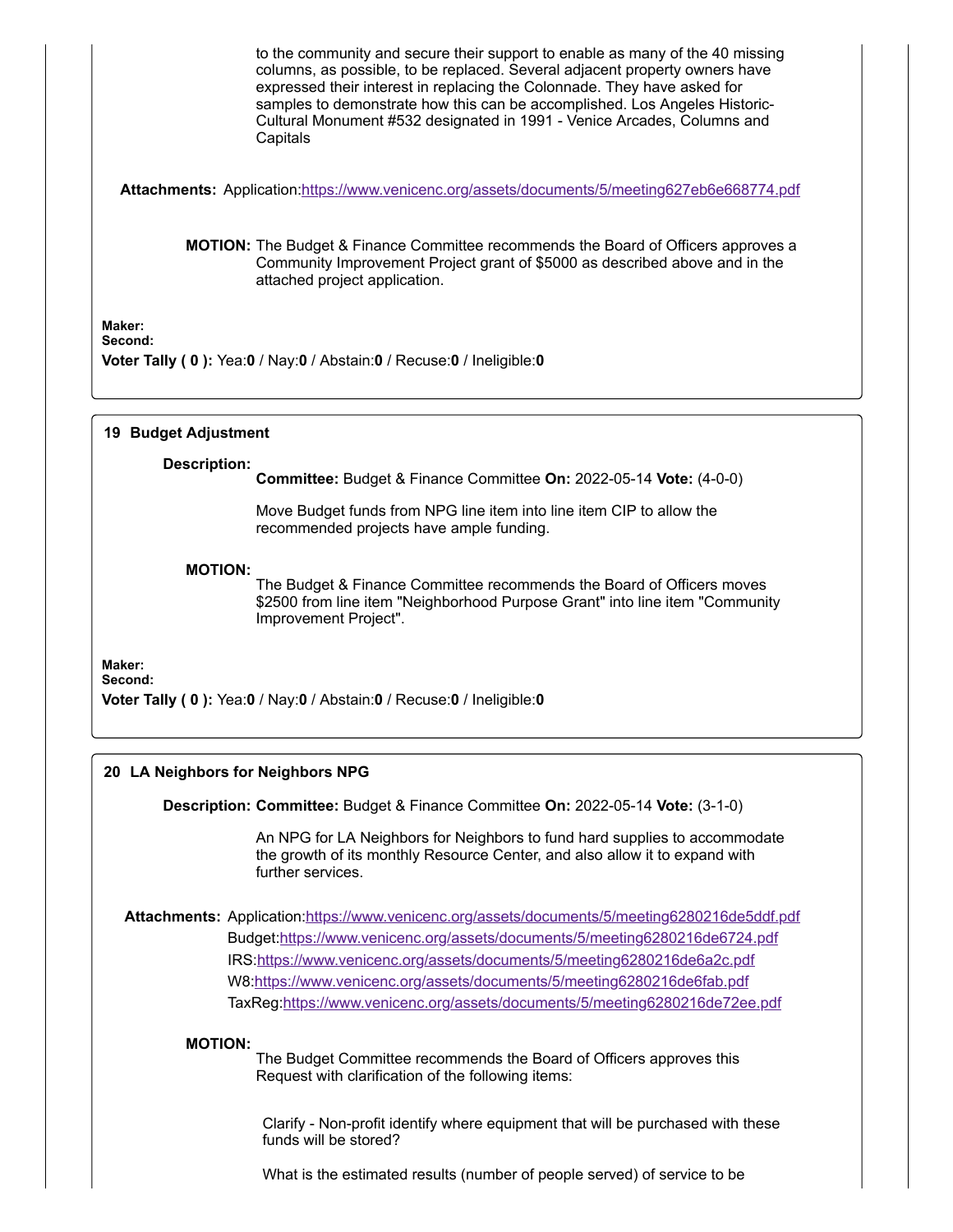to the community and secure their support to enable as many of the 40 missing columns, as possible, to be replaced. Several adjacent property owners have expressed their interest in replacing the Colonnade. They have asked for samples to demonstrate how this can be accomplished. Los Angeles Historic-Cultural Monument #532 designated in 1991 - Venice Arcades, Columns and Capitals

**Attachments:** Application:https://www.venicenc.org/assets/documents/5/meeting627eb6e668774.pdf

**MOTION:** The Budget & Finance Committee recommends the Board of Officers approves a Community Improvement Project grant of $5000 as described above and in the attached project application.

**Maker:**
**Second:**
**Voter Tally ( 0 ):** Yea:**0** / Nay:**0** / Abstain:**0** / Recuse:**0** / Ineligible:**0**

---

## 19 Budget Adjustment

**Description:**
**Committee:** Budget & Finance Committee **On:** 2022-05-14 **Vote:** (4-0-0)

Move Budget funds from NPG line item into line item CIP to allow the recommended projects have ample funding.

**MOTION:**
The Budget & Finance Committee recommends the Board of Officers moves $2500 from line item "Neighborhood Purpose Grant" into line item "Community Improvement Project".

**Maker:**
**Second:**
**Voter Tally ( 0 ):** Yea:**0** / Nay:**0** / Abstain:**0** / Recuse:**0** / Ineligible:**0**

---

## 20 LA Neighbors for Neighbors NPG

**Description:** **Committee:** Budget & Finance Committee **On:** 2022-05-14 **Vote:** (3-1-0)

An NPG for LA Neighbors for Neighbors to fund hard supplies to accommodate the growth of its monthly Resource Center, and also allow it to expand with further services.

**Attachments:** Application:https://www.venicenc.org/assets/documents/5/meeting6280216de5ddf.pdf
Budget:https://www.venicenc.org/assets/documents/5/meeting6280216de6724.pdf
IRS:https://www.venicenc.org/assets/documents/5/meeting6280216de6a2c.pdf
W8:https://www.venicenc.org/assets/documents/5/meeting6280216de6fab.pdf
TaxReg:https://www.venicenc.org/assets/documents/5/meeting6280216de72ee.pdf

**MOTION:**
The Budget Committee recommends the Board of Officers approves this Request with clarification of the following items:

Clarify - Non-profit identify where equipment that will be purchased with these funds will be stored?

What is the estimated results (number of people served) of service to be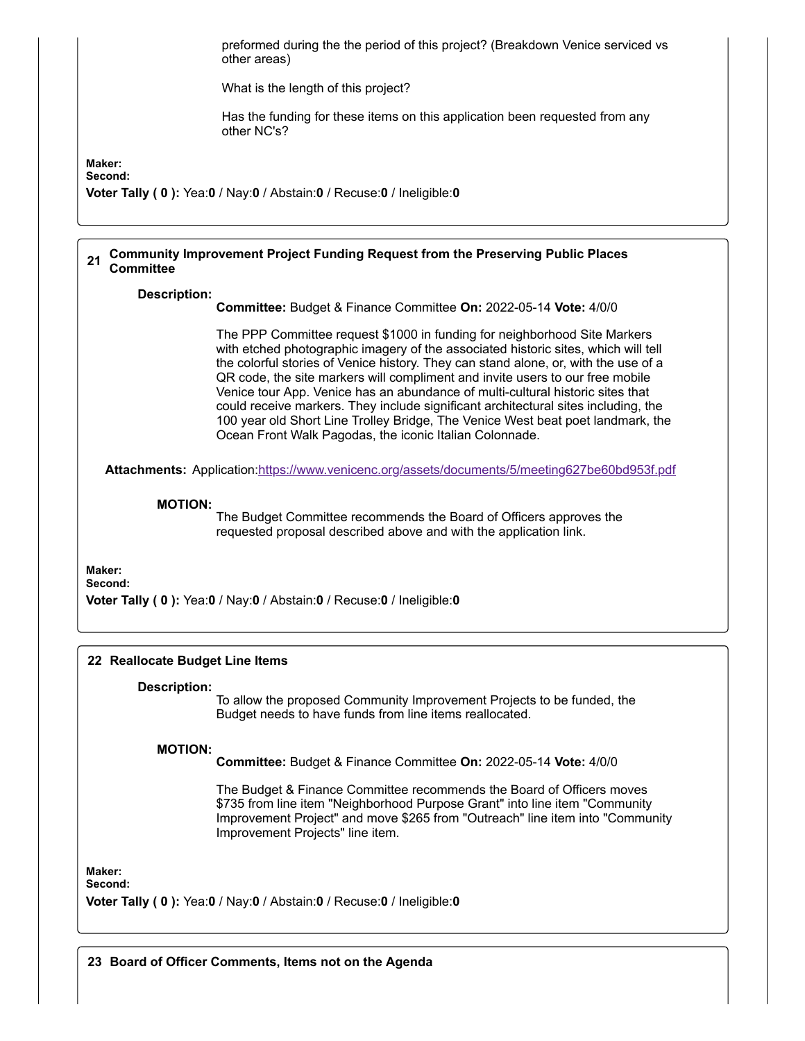preformed during the the period of this project? (Breakdown Venice serviced vs other areas)

What is the length of this project?

Has the funding for these items on this application been requested from any other NC's?

**Maker:**
**Second:**
**Voter Tally ( 0 ):** Yea:**0** / Nay:**0** / Abstain:**0** / Recuse:**0** / Ineligible:**0**

## 21 Community Improvement Project Funding Request from the Preserving Public Places Committee

**Description:**

**Committee:** Budget & Finance Committee **On:** 2022-05-14 **Vote:** 4/0/0

The PPP Committee request $1000 in funding for neighborhood Site Markers with etched photographic imagery of the associated historic sites, which will tell the colorful stories of Venice history. They can stand alone, or, with the use of a QR code, the site markers will compliment and invite users to our free mobile Venice tour App. Venice has an abundance of multi-cultural historic sites that could receive markers. They include significant architectural sites including, the 100 year old Short Line Trolley Bridge, The Venice West beat poet landmark, the Ocean Front Walk Pagodas, the iconic Italian Colonnade.

**Attachments:** Application:https://www.venicenc.org/assets/documents/5/meeting627be60bd953f.pdf

**MOTION:**

The Budget Committee recommends the Board of Officers approves the requested proposal described above and with the application link.

**Maker:**
**Second:**
**Voter Tally ( 0 ):** Yea:**0** / Nay:**0** / Abstain:**0** / Recuse:**0** / Ineligible:**0**

## 22 Reallocate Budget Line Items

**Description:**

To allow the proposed Community Improvement Projects to be funded, the Budget needs to have funds from line items reallocated.

**MOTION:**

**Committee:** Budget & Finance Committee **On:** 2022-05-14 **Vote:** 4/0/0

The Budget & Finance Committee recommends the Board of Officers moves $735 from line item "Neighborhood Purpose Grant" into line item "Community Improvement Project" and move $265 from "Outreach" line item into "Community Improvement Projects" line item.

**Maker:**
**Second:**
**Voter Tally ( 0 ):** Yea:**0** / Nay:**0** / Abstain:**0** / Recuse:**0** / Ineligible:**0**

## 23 Board of Officer Comments, Items not on the Agenda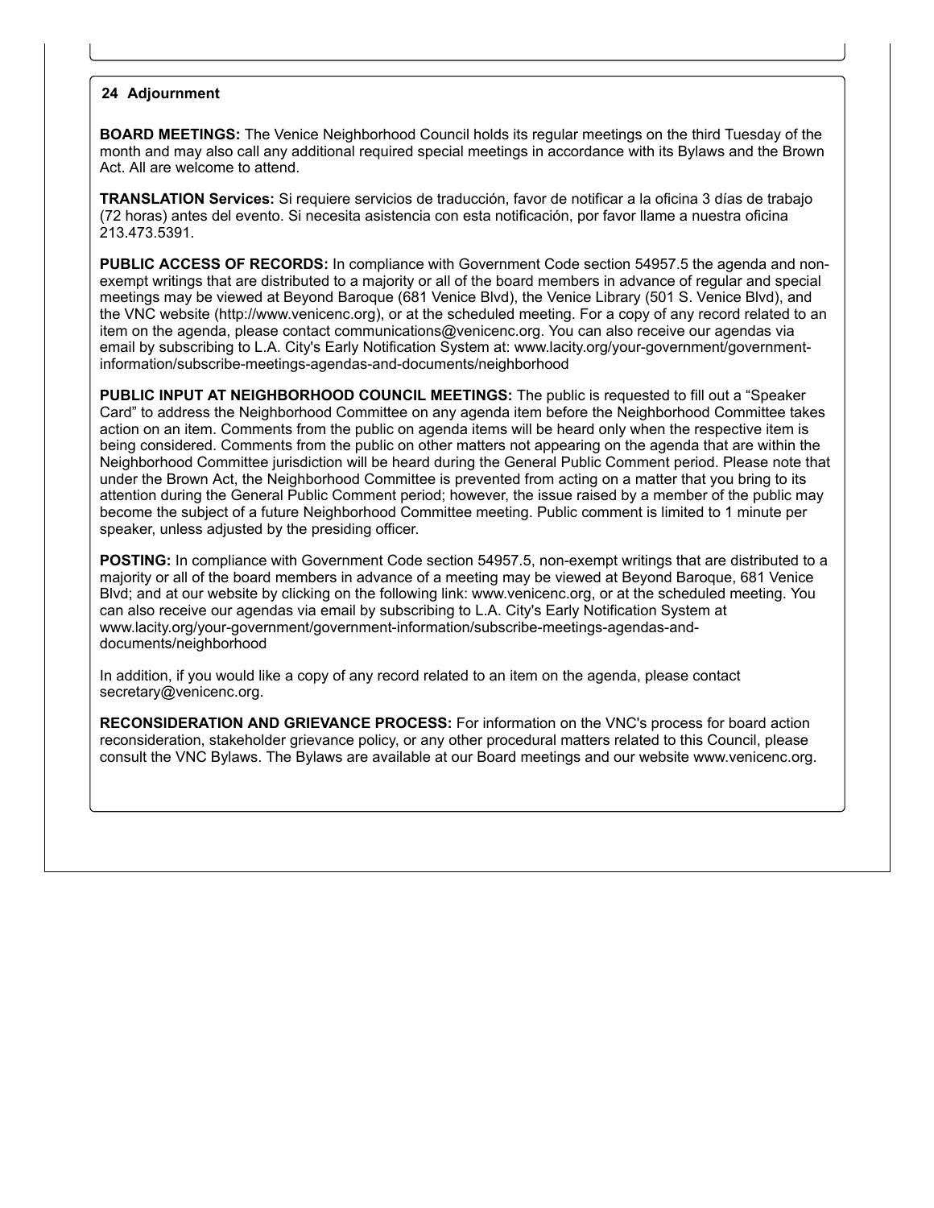**24 Adjournment**

**BOARD MEETINGS:** The Venice Neighborhood Council holds its regular meetings on the third Tuesday of the month and may also call any additional required special meetings in accordance with its Bylaws and the Brown Act. All are welcome to attend.

**TRANSLATION Services:** Si requiere servicios de traducción, favor de notificar a la oficina 3 días de trabajo (72 horas) antes del evento. Si necesita asistencia con esta notificación, por favor llame a nuestra oficina 213.473.5391.

**PUBLIC ACCESS OF RECORDS:** In compliance with Government Code section 54957.5 the agenda and non-exempt writings that are distributed to a majority or all of the board members in advance of regular and special meetings may be viewed at Beyond Baroque (681 Venice Blvd), the Venice Library (501 S. Venice Blvd), and the VNC website (http://www.venicenc.org), or at the scheduled meeting. For a copy of any record related to an item on the agenda, please contact communications@venicenc.org. You can also receive our agendas via email by subscribing to L.A. City's Early Notification System at: www.lacity.org/your-government/government-information/subscribe-meetings-agendas-and-documents/neighborhood

**PUBLIC INPUT AT NEIGHBORHOOD COUNCIL MEETINGS:** The public is requested to fill out a "Speaker Card" to address the Neighborhood Committee on any agenda item before the Neighborhood Committee takes action on an item. Comments from the public on agenda items will be heard only when the respective item is being considered. Comments from the public on other matters not appearing on the agenda that are within the Neighborhood Committee jurisdiction will be heard during the General Public Comment period. Please note that under the Brown Act, the Neighborhood Committee is prevented from acting on a matter that you bring to its attention during the General Public Comment period; however, the issue raised by a member of the public may become the subject of a future Neighborhood Committee meeting. Public comment is limited to 1 minute per speaker, unless adjusted by the presiding officer.

**POSTING:** In compliance with Government Code section 54957.5, non-exempt writings that are distributed to a majority or all of the board members in advance of a meeting may be viewed at Beyond Baroque, 681 Venice Blvd; and at our website by clicking on the following link: www.venicenc.org, or at the scheduled meeting. You can also receive our agendas via email by subscribing to L.A. City's Early Notification System at www.lacity.org/your-government/government-information/subscribe-meetings-agendas-and-documents/neighborhood

In addition, if you would like a copy of any record related to an item on the agenda, please contact secretary@venicenc.org.

**RECONSIDERATION AND GRIEVANCE PROCESS:** For information on the VNC's process for board action reconsideration, stakeholder grievance policy, or any other procedural matters related to this Council, please consult the VNC Bylaws. The Bylaws are available at our Board meetings and our website www.venicenc.org.